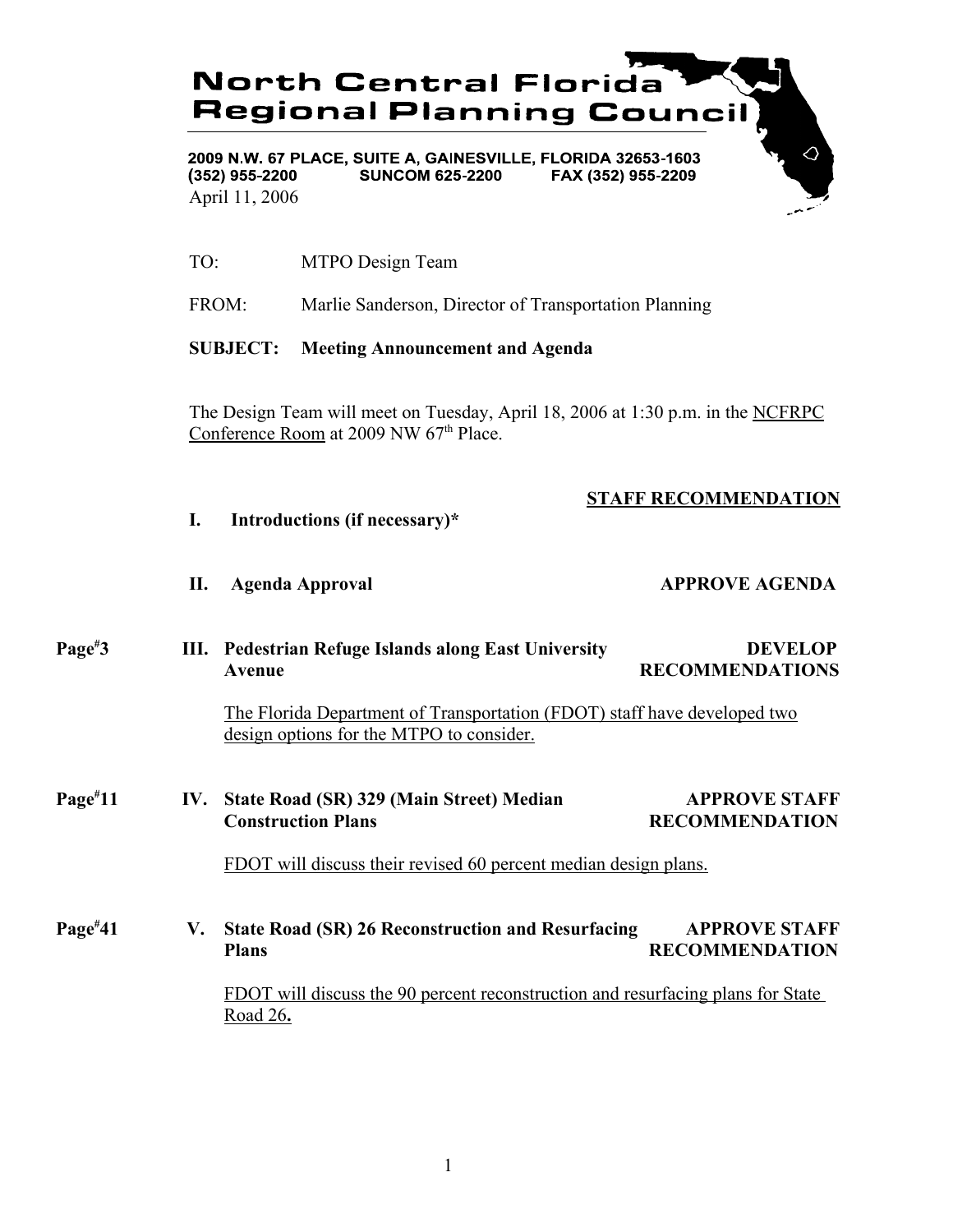# North Central Florida Regional Planning Council

2009 N.W. 67 PLACE, SUITE A, GAINESVILLE, FLORIDA 32653-1603
(352) 955-2200 SUNCOM 625-2200 FAX (352) 955-2209

April 11, 2006

TO: MTPO Design Team

FROM: Marlie Sanderson, Director of Transportation Planning

**SUBJECT: Meeting Announcement and Agenda**

The Design Team will meet on Tuesday, April 18, 2006 at 1:30 p.m. in the NCFRPC Conference Room at 2009 NW 67th Place.

| | | Item | STAFF RECOMMENDATION |
|---|---|---|---|
| | **I.** | **Introductions (if necessary)*** | |
| | **II.** | **Agenda Approval** | **APPROVE AGENDA** |
| **Page#3** | **III.** | **Pedestrian Refuge Islands along East University Avenue**<br><br>The Florida Department of Transportation (FDOT) staff have developed two design options for the MTPO to consider. | **DEVELOP RECOMMENDATIONS** |
| **Page#11** | **IV.** | **State Road (SR) 329 (Main Street) Median Construction Plans**<br><br>FDOT will discuss their revised 60 percent median design plans. | **APPROVE STAFF RECOMMENDATION** |
| **Page#41** | **V.** | **State Road (SR) 26 Reconstruction and Resurfacing Plans**<br><br>FDOT will discuss the 90 percent reconstruction and resurfacing plans for State Road 26**.** | **APPROVE STAFF RECOMMENDATION** |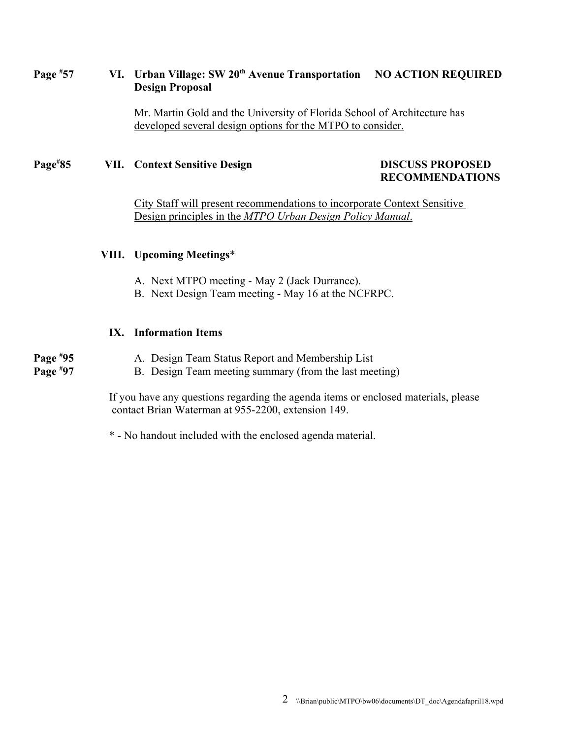Page #57 **VI. Urban Village: SW 20th Avenue Transportation Design Proposal** **NO ACTION REQUIRED**

Mr. Martin Gold and the University of Florida School of Architecture has developed several design options for the MTPO to consider.

Page #85 **VII. Context Sensitive Design** **DISCUSS PROPOSED RECOMMENDATIONS**

City Staff will present recommendations to incorporate Context Sensitive Design principles in the *MTPO Urban Design Policy Manual*.

**VIII. Upcoming Meetings***

A. Next MTPO meeting - May 2 (Jack Durrance).
B. Next Design Team meeting - May 16 at the NCFRPC.

**IX. Information Items**

Page #95 A. Design Team Status Report and Membership List
Page #97 B. Design Team meeting summary (from the last meeting)

If you have any questions regarding the agenda items or enclosed materials, please contact Brian Waterman at 955-2200, extension 149.

* - No handout included with the enclosed agenda material.

\\Brian\public\MTPO\bw06\documents\DT_doc\Agendafapril18.wpd